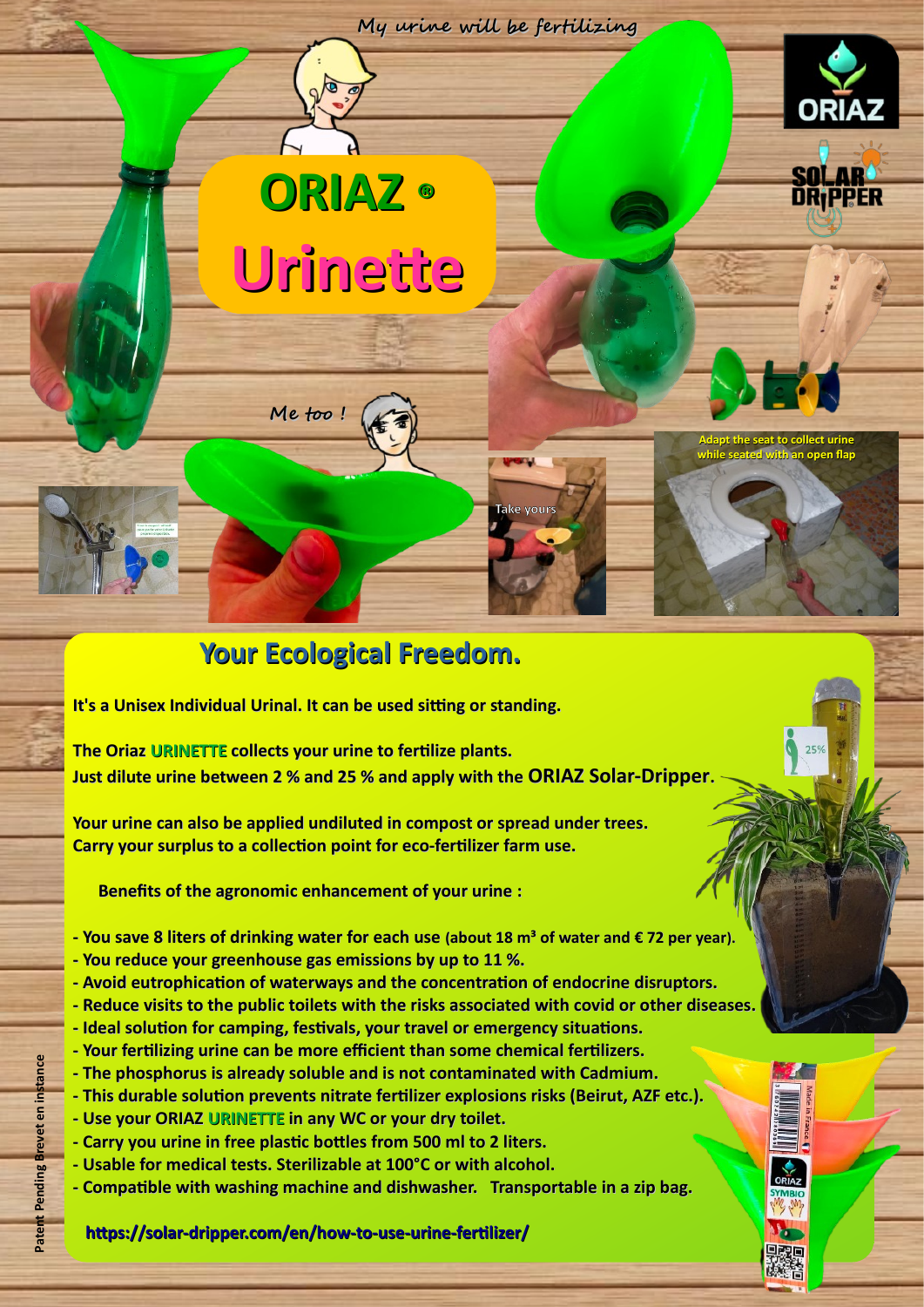*My urine will be fertilizing*

# ORIAZ ® Urinette

*Me too !*

Take yours

Adapt the seat to collect urine while seated with an open flap

## Your Ecological Freedom.

**It's a Unisex Individual Urinal. It can be used sitting or standing.**

**The Oriaz URINETTE collects your urine to fertilize plants.**
**Just dilute urine between 2 % and 25 % and apply with the ORIAZ Solar-Dripper.**

**Your urine can also be applied undiluted in compost or spread under trees.**
**Carry your surplus to a collection point for eco-fertilizer farm use.**

**Benefits of the agronomic enhancement of your urine :**

- **You save 8 liters of drinking water for each use (about 18 m³ of water and € 72 per year).**
- **You reduce your greenhouse gas emissions by up to 11 %.**
- **Avoid eutrophication of waterways and the concentration of endocrine disruptors.**
- **Reduce visits to the public toilets with the risks associated with covid or other diseases.**
- **Ideal solution for camping, festivals, your travel or emergency situations.**
- **Your fertilizing urine can be more efficient than some chemical fertilizers.**
- **The phosphorus is already soluble and is not contaminated with Cadmium.**
- **This durable solution prevents nitrate fertilizer explosions risks (Beirut, AZF etc.).**
- **Use your ORIAZ URINETTE in any WC or your dry toilet.**
- **Carry you urine in free plastic bottles from 500 ml to 2 liters.**
- **Usable for medical tests. Sterilizable at 100°C or with alcohol.**
- **Compatible with washing machine and dishwasher. Transportable in a zip bag.**

**https://solar-dripper.com/en/how-to-use-urine-fertilizer/**

Patent Pending Brevet en instance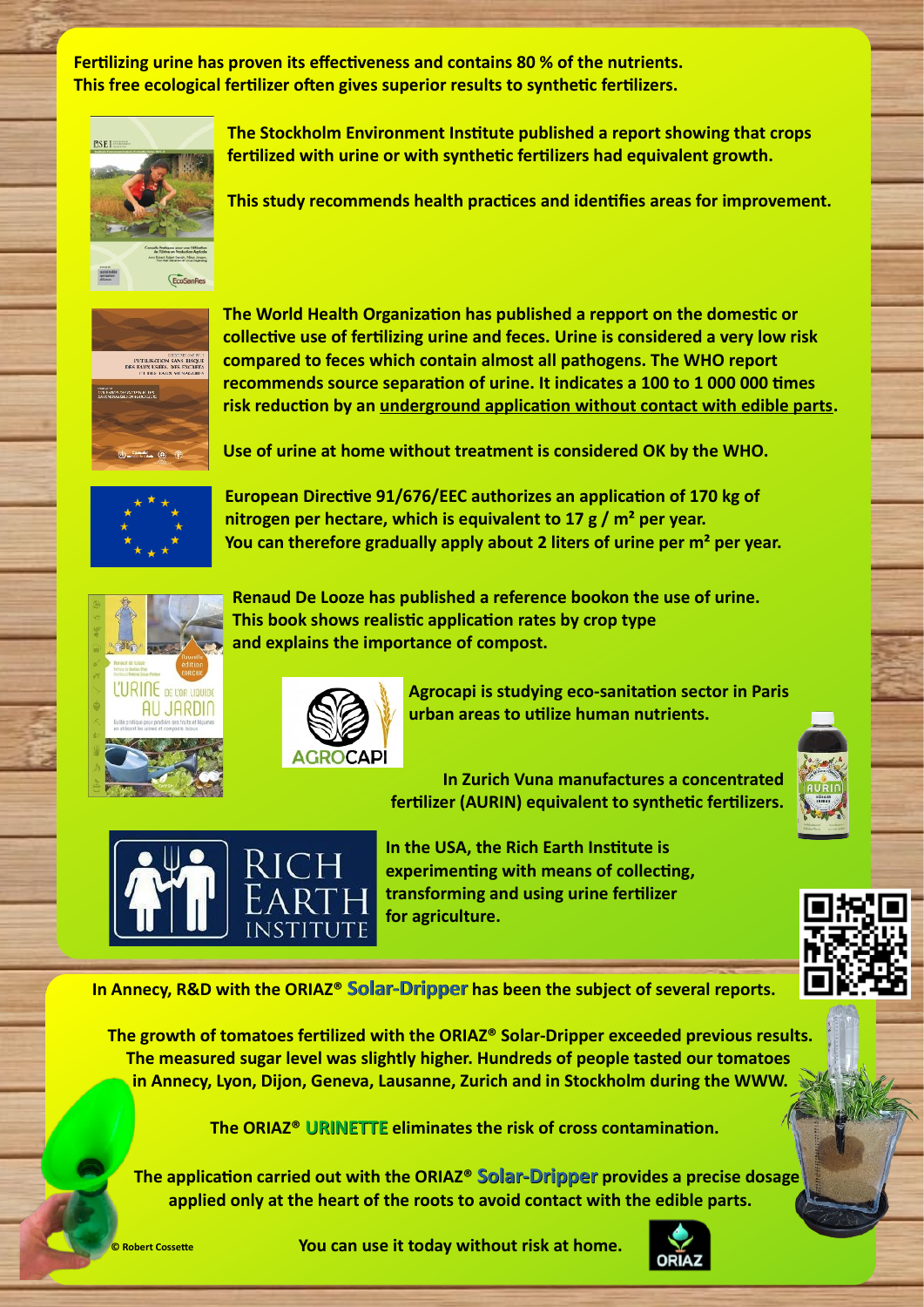**Fertilizing urine has proven its effectiveness and contains 80 % of the nutrients. This free ecological fertilizer often gives superior results to synthetic fertilizers.**

**The Stockholm Environment Institute published a report showing that crops fertilized with urine or with synthetic fertilizers had equivalent growth.**

**This study recommends health practices and identifies areas for improvement.**

**The World Health Organization has published a repport on the domestic or collective use of fertilizing urine and feces. Urine is considered a very low risk compared to feces which contain almost all pathogens. The WHO report recommends source separation of urine. It indicates a 100 to 1 000 000 times risk reduction by an underground application without contact with edible parts.**

**Use of urine at home without treatment is considered OK by the WHO.**

**European Directive 91/676/EEC authorizes an application of 170 kg of nitrogen per hectare, which is equivalent to 17 g / m² per year. You can therefore gradually apply about 2 liters of urine per m² per year.**

**Renaud De Looze has published a reference bookon the use of urine. This book shows realistic application rates by crop type and explains the importance of compost.**

**Agrocapi is studying eco-sanitation sector in Paris urban areas to utilize human nutrients.**

**In Zurich Vuna manufactures a concentrated fertilizer (AURIN) equivalent to synthetic fertilizers.**

**In the USA, the Rich Earth Institute is experimenting with means of collecting, transforming and using urine fertilizer for agriculture.**

**In Annecy, R&D with the ORIAZ® Solar-Dripper has been the subject of several reports.**

**The growth of tomatoes fertilized with the ORIAZ® Solar-Dripper exceeded previous results. The measured sugar level was slightly higher. Hundreds of people tasted our tomatoes in Annecy, Lyon, Dijon, Geneva, Lausanne, Zurich and in Stockholm during the WWW.**

**The ORIAZ® URINETTE eliminates the risk of cross contamination.**

**The application carried out with the ORIAZ® Solar-Dripper provides a precise dosage applied only at the heart of the roots to avoid contact with the edible parts.**

**You can use it today without risk at home.**

© Robert Cossette